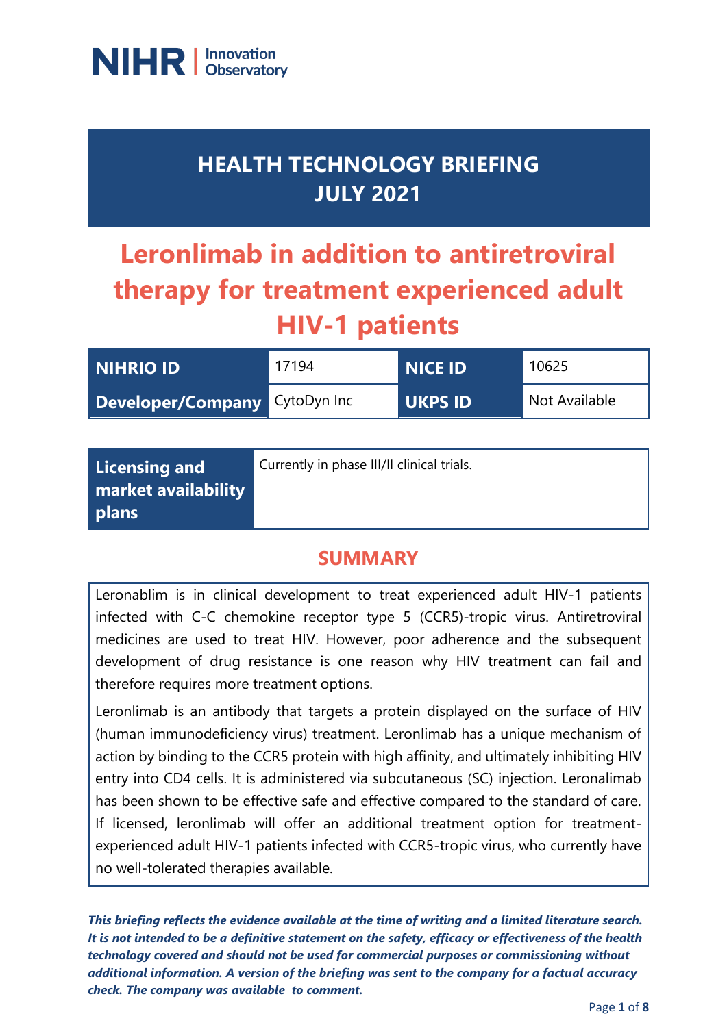NIHR | Innovation Observatory

# HEALTH TECHNOLOGY BRIEFING JULY 2021

# Leronlimab in addition to antiretroviral therapy for treatment experienced adult HIV-1 patients

| NIHRIO ID | 17194 | NICE ID | 10625 |
|---|---|---|---|
| Developer/Company | CytoDyn Inc | UKPS ID | Not Available |

| Licensing and market availability plans | Currently in phase III/II clinical trials. |
|---|---|

## SUMMARY

Leronablim is in clinical development to treat experienced adult HIV-1 patients infected with C-C chemokine receptor type 5 (CCR5)-tropic virus. Antiretroviral medicines are used to treat HIV. However, poor adherence and the subsequent development of drug resistance is one reason why HIV treatment can fail and therefore requires more treatment options.

Leronlimab is an antibody that targets a protein displayed on the surface of HIV (human immunodeficiency virus) treatment. Leronlimab has a unique mechanism of action by binding to the CCR5 protein with high affinity, and ultimately inhibiting HIV entry into CD4 cells. It is administered via subcutaneous (SC) injection. Leronalimab has been shown to be effective safe and effective compared to the standard of care. If licensed, leronlimab will offer an additional treatment option for treatment-experienced adult HIV-1 patients infected with CCR5-tropic virus, who currently have no well-tolerated therapies available.

***This briefing reflects the evidence available at the time of writing and a limited literature search. It is not intended to be a definitive statement on the safety, efficacy or effectiveness of the health technology covered and should not be used for commercial purposes or commissioning without additional information. A version of the briefing was sent to the company for a factual accuracy check. The company was available to comment.***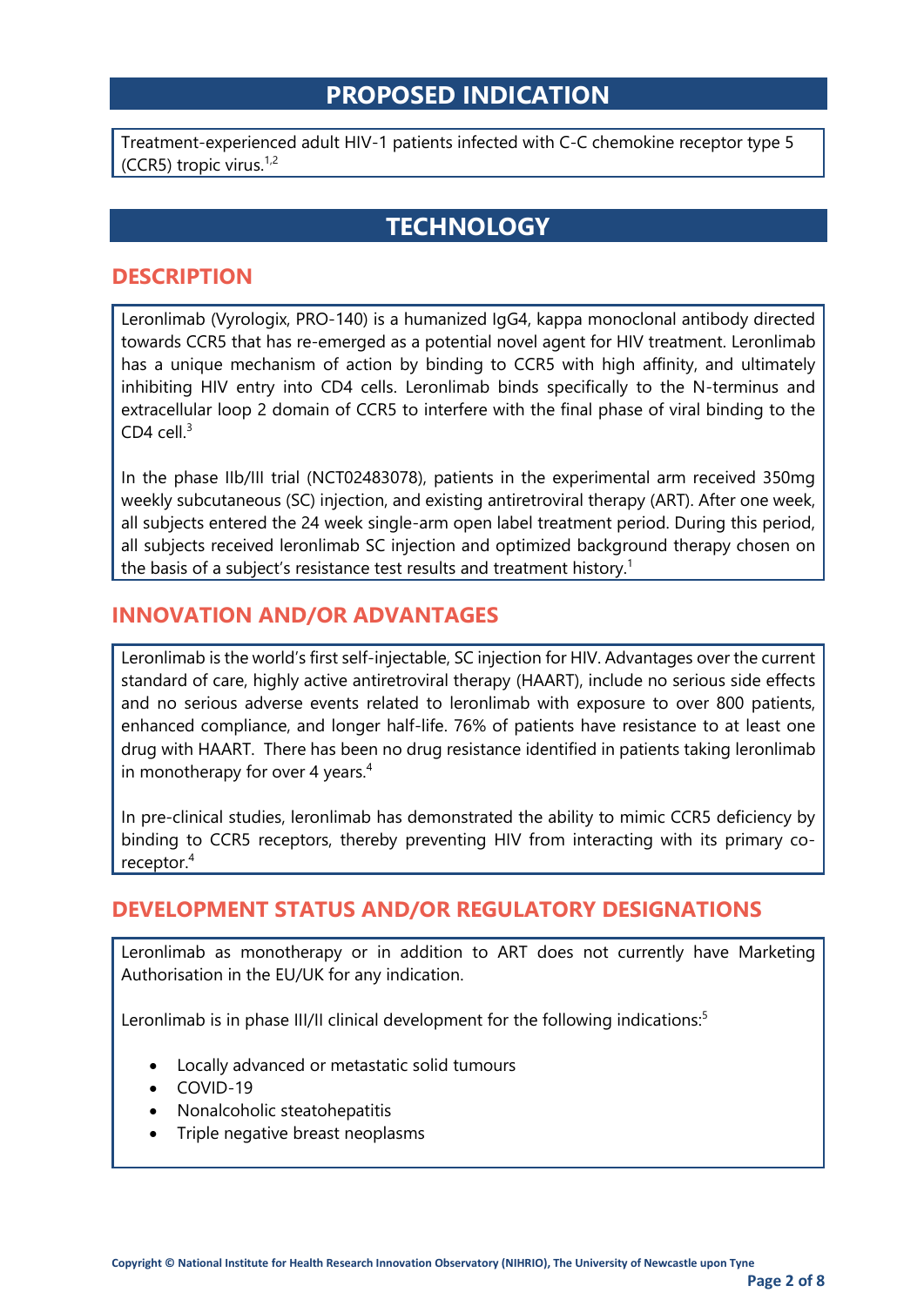# PROPOSED INDICATION

Treatment-experienced adult HIV-1 patients infected with C-C chemokine receptor type 5 (CCR5) tropic virus.[1,2]

# TECHNOLOGY

## DESCRIPTION

Leronlimab (Vyrologix, PRO-140) is a humanized IgG4, kappa monoclonal antibody directed towards CCR5 that has re-emerged as a potential novel agent for HIV treatment. Leronlimab has a unique mechanism of action by binding to CCR5 with high affinity, and ultimately inhibiting HIV entry into CD4 cells. Leronlimab binds specifically to the N-terminus and extracellular loop 2 domain of CCR5 to interfere with the final phase of viral binding to the CD4 cell.[3]

In the phase IIb/III trial (NCT02483078), patients in the experimental arm received 350mg weekly subcutaneous (SC) injection, and existing antiretroviral therapy (ART). After one week, all subjects entered the 24 week single-arm open label treatment period. During this period, all subjects received leronlimab SC injection and optimized background therapy chosen on the basis of a subject's resistance test results and treatment history.[1]

## INNOVATION AND/OR ADVANTAGES

Leronlimab is the world's first self-injectable, SC injection for HIV. Advantages over the current standard of care, highly active antiretroviral therapy (HAART), include no serious side effects and no serious adverse events related to leronlimab with exposure to over 800 patients, enhanced compliance, and longer half-life. 76% of patients have resistance to at least one drug with HAART. There has been no drug resistance identified in patients taking leronlimab in monotherapy for over 4 years.[4]

In pre-clinical studies, leronlimab has demonstrated the ability to mimic CCR5 deficiency by binding to CCR5 receptors, thereby preventing HIV from interacting with its primary co-receptor.[4]

## DEVELOPMENT STATUS AND/OR REGULATORY DESIGNATIONS

Leronlimab as monotherapy or in addition to ART does not currently have Marketing Authorisation in the EU/UK for any indication.

Leronlimab is in phase III/II clinical development for the following indications:[5]

- Locally advanced or metastatic solid tumours
- COVID-19
- Nonalcoholic steatohepatitis
- Triple negative breast neoplasms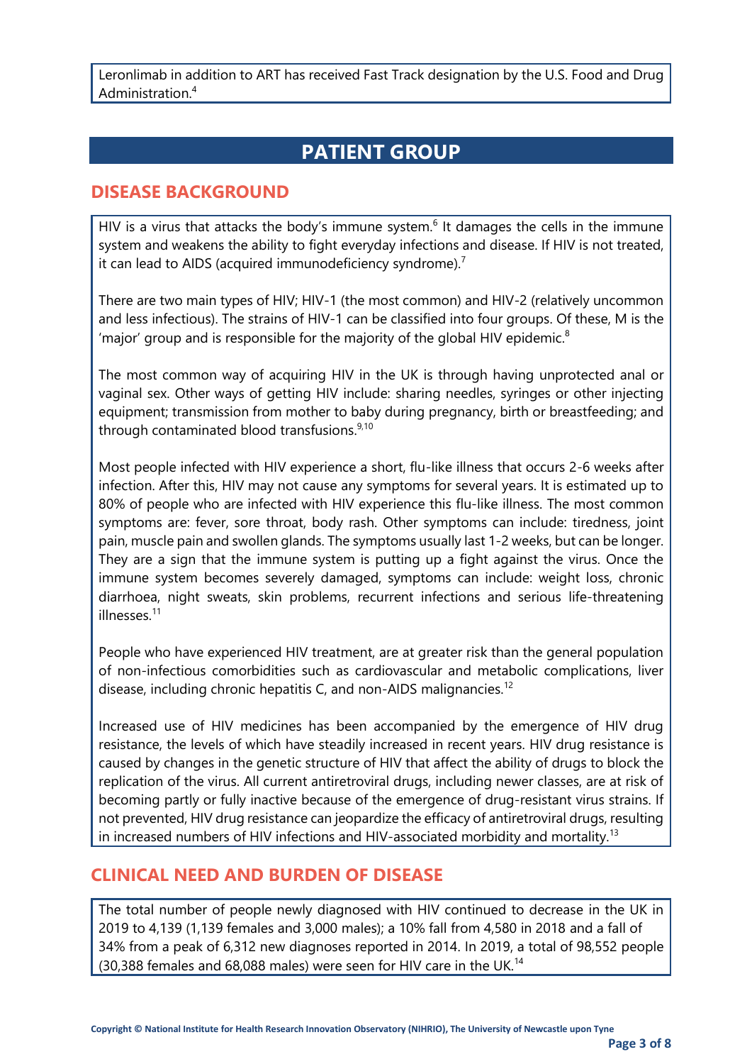Leronlimab in addition to ART has received Fast Track designation by the U.S. Food and Drug Administration.[4]

# PATIENT GROUP

## DISEASE BACKGROUND

HIV is a virus that attacks the body's immune system.[6] It damages the cells in the immune system and weakens the ability to fight everyday infections and disease. If HIV is not treated, it can lead to AIDS (acquired immunodeficiency syndrome).[7]

There are two main types of HIV; HIV-1 (the most common) and HIV-2 (relatively uncommon and less infectious). The strains of HIV-1 can be classified into four groups. Of these, M is the 'major' group and is responsible for the majority of the global HIV epidemic.[8]

The most common way of acquiring HIV in the UK is through having unprotected anal or vaginal sex. Other ways of getting HIV include: sharing needles, syringes or other injecting equipment; transmission from mother to baby during pregnancy, birth or breastfeeding; and through contaminated blood transfusions.[9,10]

Most people infected with HIV experience a short, flu-like illness that occurs 2-6 weeks after infection. After this, HIV may not cause any symptoms for several years. It is estimated up to 80% of people who are infected with HIV experience this flu-like illness. The most common symptoms are: fever, sore throat, body rash. Other symptoms can include: tiredness, joint pain, muscle pain and swollen glands. The symptoms usually last 1-2 weeks, but can be longer. They are a sign that the immune system is putting up a fight against the virus. Once the immune system becomes severely damaged, symptoms can include: weight loss, chronic diarrhoea, night sweats, skin problems, recurrent infections and serious life-threatening illnesses.[11]

People who have experienced HIV treatment, are at greater risk than the general population of non-infectious comorbidities such as cardiovascular and metabolic complications, liver disease, including chronic hepatitis C, and non-AIDS malignancies.[12]

Increased use of HIV medicines has been accompanied by the emergence of HIV drug resistance, the levels of which have steadily increased in recent years. HIV drug resistance is caused by changes in the genetic structure of HIV that affect the ability of drugs to block the replication of the virus. All current antiretroviral drugs, including newer classes, are at risk of becoming partly or fully inactive because of the emergence of drug-resistant virus strains. If not prevented, HIV drug resistance can jeopardize the efficacy of antiretroviral drugs, resulting in increased numbers of HIV infections and HIV-associated morbidity and mortality.[13]

## CLINICAL NEED AND BURDEN OF DISEASE

The total number of people newly diagnosed with HIV continued to decrease in the UK in 2019 to 4,139 (1,139 females and 3,000 males); a 10% fall from 4,580 in 2018 and a fall of 34% from a peak of 6,312 new diagnoses reported in 2014. In 2019, a total of 98,552 people (30,388 females and 68,088 males) were seen for HIV care in the UK.[14]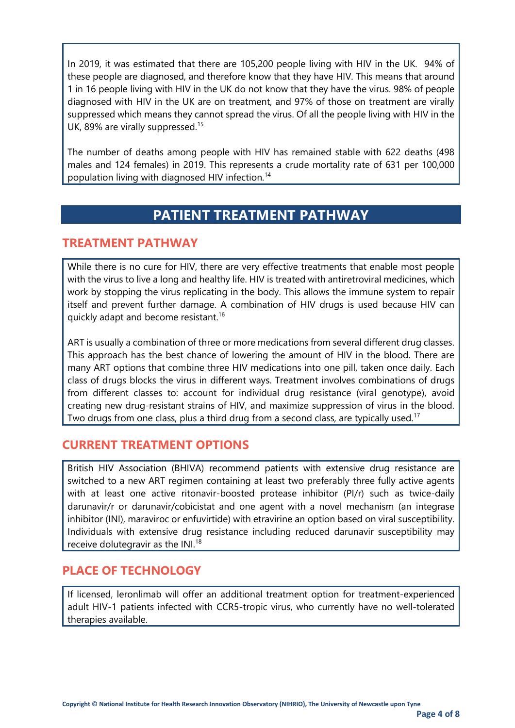In 2019, it was estimated that there are 105,200 people living with HIV in the UK. 94% of these people are diagnosed, and therefore know that they have HIV. This means that around 1 in 16 people living with HIV in the UK do not know that they have the virus. 98% of people diagnosed with HIV in the UK are on treatment, and 97% of those on treatment are virally suppressed which means they cannot spread the virus. Of all the people living with HIV in the UK, 89% are virally suppressed.[15]

The number of deaths among people with HIV has remained stable with 622 deaths (498 males and 124 females) in 2019. This represents a crude mortality rate of 631 per 100,000 population living with diagnosed HIV infection.[14]

# PATIENT TREATMENT PATHWAY

## TREATMENT PATHWAY

While there is no cure for HIV, there are very effective treatments that enable most people with the virus to live a long and healthy life. HIV is treated with antiretroviral medicines, which work by stopping the virus replicating in the body. This allows the immune system to repair itself and prevent further damage. A combination of HIV drugs is used because HIV can quickly adapt and become resistant.[16]

ART is usually a combination of three or more medications from several different drug classes. This approach has the best chance of lowering the amount of HIV in the blood. There are many ART options that combine three HIV medications into one pill, taken once daily. Each class of drugs blocks the virus in different ways. Treatment involves combinations of drugs from different classes to: account for individual drug resistance (viral genotype), avoid creating new drug-resistant strains of HIV, and maximize suppression of virus in the blood. Two drugs from one class, plus a third drug from a second class, are typically used.[17]

## CURRENT TREATMENT OPTIONS

British HIV Association (BHIVA) recommend patients with extensive drug resistance are switched to a new ART regimen containing at least two preferably three fully active agents with at least one active ritonavir-boosted protease inhibitor (PI/r) such as twice-daily darunavir/r or darunavir/cobicistat and one agent with a novel mechanism (an integrase inhibitor (INI), maraviroc or enfuvirtide) with etravirine an option based on viral susceptibility. Individuals with extensive drug resistance including reduced darunavir susceptibility may receive dolutegravir as the INI.[18]

## PLACE OF TECHNOLOGY

If licensed, leronlimab will offer an additional treatment option for treatment-experienced adult HIV-1 patients infected with CCR5-tropic virus, who currently have no well-tolerated therapies available.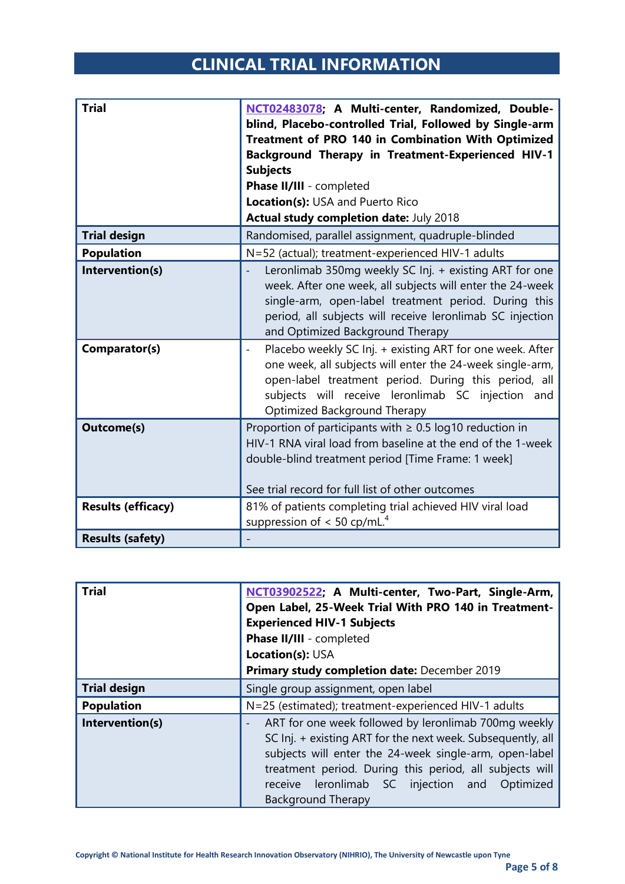# CLINICAL TRIAL INFORMATION

| Trial | NCT02483078; **A Multi-center, Randomized, Double-blind, Placebo-controlled Trial, Followed by Single-arm Treatment of PRO 140 in Combination With Optimized Background Therapy in Treatment-Experienced HIV-1 Subjects**<br>**Phase II/III** - completed<br>**Location(s):** USA and Puerto Rico<br>**Actual study completion date:** July 2018 |
|---|---|
| **Trial design** | Randomised, parallel assignment, quadruple-blinded |
| **Population** | N=52 (actual); treatment-experienced HIV-1 adults |
| **Intervention(s)** | - Leronlimab 350mg weekly SC Inj. + existing ART for one week. After one week, all subjects will enter the 24-week single-arm, open-label treatment period. During this period, all subjects will receive leronlimab SC injection and Optimized Background Therapy |
| **Comparator(s)** | - Placebo weekly SC Inj. + existing ART for one week. After one week, all subjects will enter the 24-week single-arm, open-label treatment period. During this period, all subjects will receive leronlimab SC injection and Optimized Background Therapy |
| **Outcome(s)** | Proportion of participants with ≥ 0.5 log10 reduction in HIV-1 RNA viral load from baseline at the end of the 1-week double-blind treatment period [Time Frame: 1 week]<br><br>See trial record for full list of other outcomes |
| **Results (efficacy)** | 81% of patients completing trial achieved HIV viral load suppression of < 50 cp/mL.[4] |
| **Results (safety)** | - |

| Trial | NCT03902522; **A Multi-center, Two-Part, Single-Arm, Open Label, 25-Week Trial With PRO 140 in Treatment-Experienced HIV-1 Subjects**<br>**Phase II/III** - completed<br>**Location(s):** USA<br>**Primary study completion date:** December 2019 |
|---|---|
| **Trial design** | Single group assignment, open label |
| **Population** | N=25 (estimated); treatment-experienced HIV-1 adults |
| **Intervention(s)** | - ART for one week followed by leronlimab 700mg weekly SC Inj. + existing ART for the next week. Subsequently, all subjects will enter the 24-week single-arm, open-label treatment period. During this period, all subjects will receive leronlimab SC injection and Optimized Background Therapy |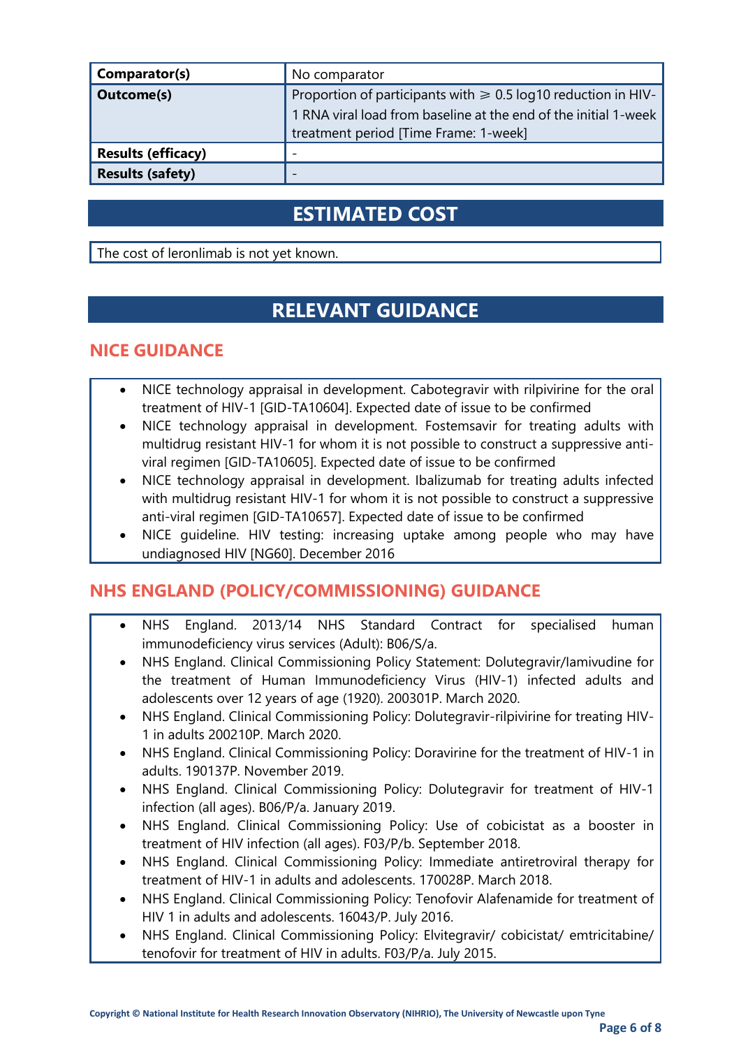| | |
|---|---|
| **Comparator(s)** | No comparator |
| **Outcome(s)** | Proportion of participants with ⩾ 0.5 log10 reduction in HIV-1 RNA viral load from baseline at the end of the initial 1-week treatment period [Time Frame: 1-week] |
| **Results (efficacy)** | - |
| **Results (safety)** | - |

# ESTIMATED COST

The cost of leronlimab is not yet known.

# RELEVANT GUIDANCE

## NICE GUIDANCE

- NICE technology appraisal in development. Cabotegravir with rilpivirine for the oral treatment of HIV-1 [GID-TA10604]. Expected date of issue to be confirmed
- NICE technology appraisal in development. Fostemsavir for treating adults with multidrug resistant HIV-1 for whom it is not possible to construct a suppressive anti-viral regimen [GID-TA10605]. Expected date of issue to be confirmed
- NICE technology appraisal in development. Ibalizumab for treating adults infected with multidrug resistant HIV-1 for whom it is not possible to construct a suppressive anti-viral regimen [GID-TA10657]. Expected date of issue to be confirmed
- NICE guideline. HIV testing: increasing uptake among people who may have undiagnosed HIV [NG60]. December 2016

## NHS ENGLAND (POLICY/COMMISSIONING) GUIDANCE

- NHS England. 2013/14 NHS Standard Contract for specialised human immunodeficiency virus services (Adult): B06/S/a.
- NHS England. Clinical Commissioning Policy Statement: Dolutegravir/lamivudine for the treatment of Human Immunodeficiency Virus (HIV-1) infected adults and adolescents over 12 years of age (1920). 200301P. March 2020.
- NHS England. Clinical Commissioning Policy: Dolutegravir-rilpivirine for treating HIV-1 in adults 200210P. March 2020.
- NHS England. Clinical Commissioning Policy: Doravirine for the treatment of HIV-1 in adults. 190137P. November 2019.
- NHS England. Clinical Commissioning Policy: Dolutegravir for treatment of HIV-1 infection (all ages). B06/P/a. January 2019.
- NHS England. Clinical Commissioning Policy: Use of cobicistat as a booster in treatment of HIV infection (all ages). F03/P/b. September 2018.
- NHS England. Clinical Commissioning Policy: Immediate antiretroviral therapy for treatment of HIV-1 in adults and adolescents. 170028P. March 2018.
- NHS England. Clinical Commissioning Policy: Tenofovir Alafenamide for treatment of HIV 1 in adults and adolescents. 16043/P. July 2016.
- NHS England. Clinical Commissioning Policy: Elvitegravir/ cobicistat/ emtricitabine/ tenofovir for treatment of HIV in adults. F03/P/a. July 2015.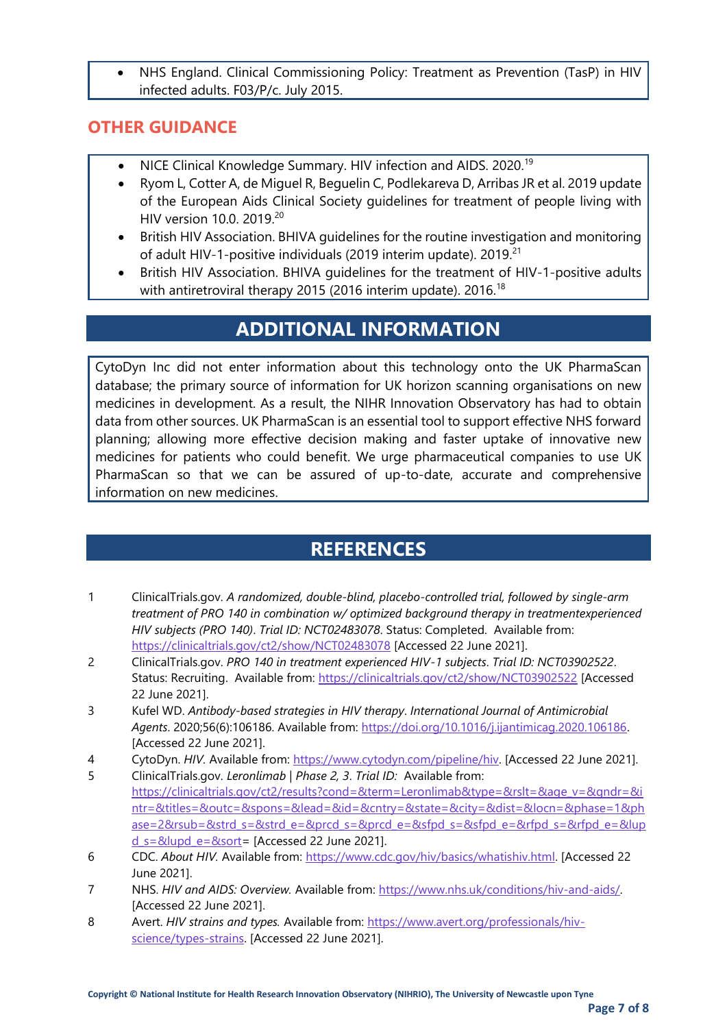- NHS England. Clinical Commissioning Policy: Treatment as Prevention (TasP) in HIV infected adults. F03/P/c. July 2015.

## OTHER GUIDANCE

- NICE Clinical Knowledge Summary. HIV infection and AIDS. 2020.[19]
- Ryom L, Cotter A, de Miguel R, Beguelin C, Podlekareva D, Arribas JR et al. 2019 update of the European Aids Clinical Society guidelines for treatment of people living with HIV version 10.0. 2019.[20]
- British HIV Association. BHIVA guidelines for the routine investigation and monitoring of adult HIV-1-positive individuals (2019 interim update). 2019.[21]
- British HIV Association. BHIVA guidelines for the treatment of HIV-1-positive adults with antiretroviral therapy 2015 (2016 interim update). 2016.[18]

# ADDITIONAL INFORMATION

CytoDyn Inc did not enter information about this technology onto the UK PharmaScan database; the primary source of information for UK horizon scanning organisations on new medicines in development. As a result, the NIHR Innovation Observatory has had to obtain data from other sources. UK PharmaScan is an essential tool to support effective NHS forward planning; allowing more effective decision making and faster uptake of innovative new medicines for patients who could benefit. We urge pharmaceutical companies to use UK PharmaScan so that we can be assured of up-to-date, accurate and comprehensive information on new medicines.

# REFERENCES

1. ClinicalTrials.gov. *A randomized, double-blind, placebo-controlled trial, followed by single-arm treatment of PRO 140 in combination w/ optimized background therapy in treatmentexperienced HIV subjects (PRO 140)*. *Trial ID: NCT02483078*. Status: Completed. Available from: https://clinicaltrials.gov/ct2/show/NCT02483078 [Accessed 22 June 2021].
2. ClinicalTrials.gov. *PRO 140 in treatment experienced HIV-1 subjects*. *Trial ID: NCT03902522*. Status: Recruiting. Available from: https://clinicaltrials.gov/ct2/show/NCT03902522 [Accessed 22 June 2021].
3. Kufel WD. *Antibody-based strategies in HIV therapy*. *International Journal of Antimicrobial Agents*. 2020;56(6):106186. Available from: https://doi.org/10.1016/j.ijantimicag.2020.106186. [Accessed 22 June 2021].
4. CytoDyn. *HIV.* Available from: https://www.cytodyn.com/pipeline/hiv. [Accessed 22 June 2021].
5. ClinicalTrials.gov. *Leronlimab | Phase 2, 3*. *Trial ID:* Available from: https://clinicaltrials.gov/ct2/results?cond=&term=Leronlimab&type=&rslt=&age_v=&gndr=&intr=&titles=&outc=&spons=&lead=&id=&cntry=&state=&city=&dist=&locn=&phase=1&phase=2&rsub=&strd_s=&strd_e=&prcd_s=&prcd_e=&sfpd_s=&sfpd_e=&rfpd_s=&rfpd_e=&lupd_s=&lupd_e=&sort= [Accessed 22 June 2021].
6. CDC. *About HIV.* Available from: https://www.cdc.gov/hiv/basics/whatishiv.html. [Accessed 22 June 2021].
7. NHS. *HIV and AIDS: Overview.* Available from: https://www.nhs.uk/conditions/hiv-and-aids/. [Accessed 22 June 2021].
8. Avert. *HIV strains and types.* Available from: https://www.avert.org/professionals/hiv-science/types-strains. [Accessed 22 June 2021].

Copyright © National Institute for Health Research Innovation Observatory (NIHRIO), The University of Newcastle upon Tyne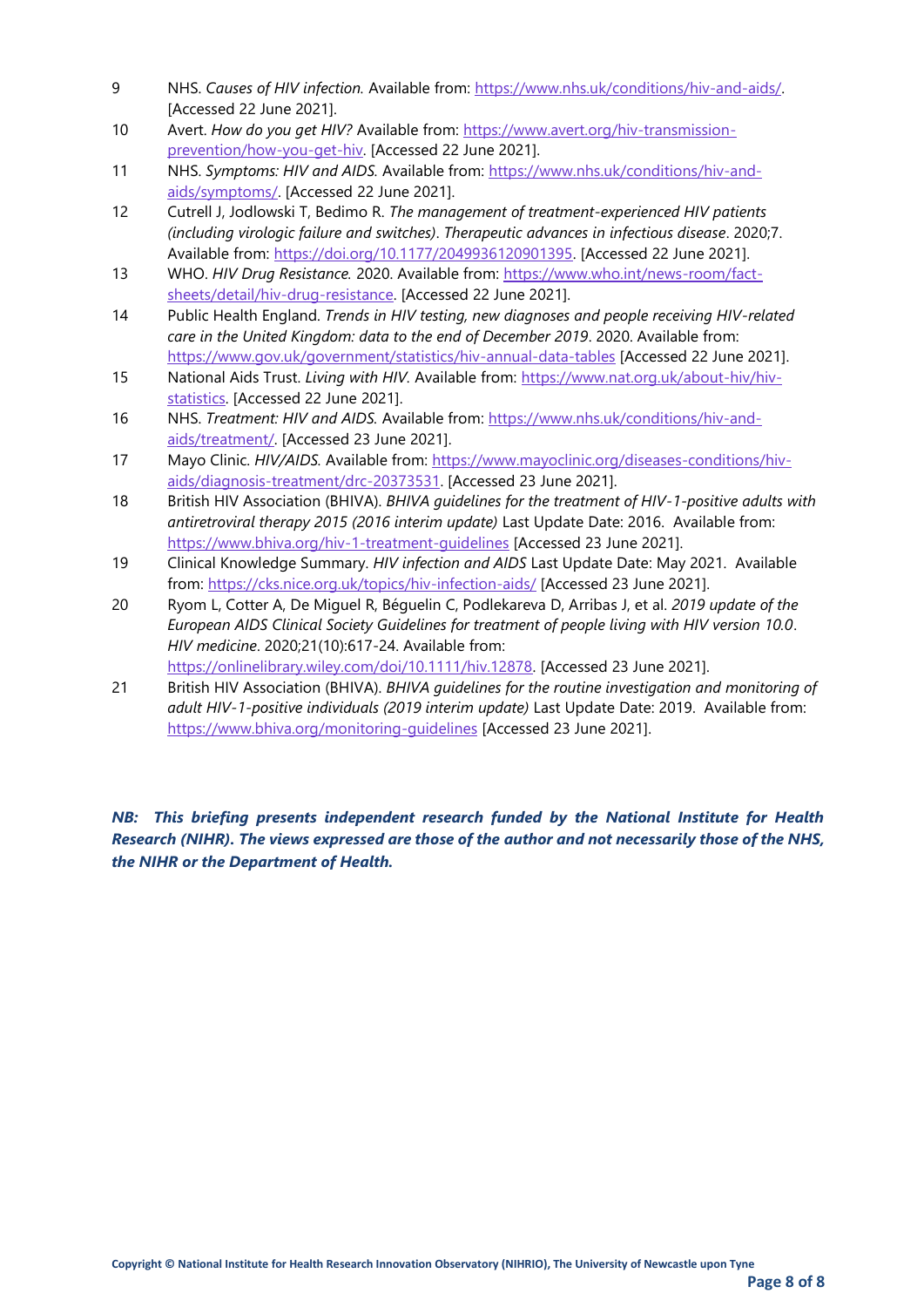9. NHS. *Causes of HIV infection.* Available from: https://www.nhs.uk/conditions/hiv-and-aids/. [Accessed 22 June 2021].
10. Avert. *How do you get HIV?* Available from: https://www.avert.org/hiv-transmission-prevention/how-you-get-hiv. [Accessed 22 June 2021].
11. NHS. *Symptoms: HIV and AIDS.* Available from: https://www.nhs.uk/conditions/hiv-and-aids/symptoms/. [Accessed 22 June 2021].
12. Cutrell J, Jodlowski T, Bedimo R. *The management of treatment-experienced HIV patients (including virologic failure and switches)*. *Therapeutic advances in infectious disease*. 2020;7. Available from: https://doi.org/10.1177/2049936120901395. [Accessed 22 June 2021].
13. WHO. *HIV Drug Resistance.* 2020. Available from: https://www.who.int/news-room/fact-sheets/detail/hiv-drug-resistance. [Accessed 22 June 2021].
14. Public Health England. *Trends in HIV testing, new diagnoses and people receiving HIV-related care in the United Kingdom: data to the end of December 2019*. 2020. Available from: https://www.gov.uk/government/statistics/hiv-annual-data-tables [Accessed 22 June 2021].
15. National Aids Trust. *Living with HIV.* Available from: https://www.nat.org.uk/about-hiv/hiv-statistics. [Accessed 22 June 2021].
16. NHS. *Treatment: HIV and AIDS.* Available from: https://www.nhs.uk/conditions/hiv-and-aids/treatment/. [Accessed 23 June 2021].
17. Mayo Clinic. *HIV/AIDS.* Available from: https://www.mayoclinic.org/diseases-conditions/hiv-aids/diagnosis-treatment/drc-20373531. [Accessed 23 June 2021].
18. British HIV Association (BHIVA). *BHIVA guidelines for the treatment of HIV-1-positive adults with antiretroviral therapy 2015 (2016 interim update)* Last Update Date: 2016. Available from: https://www.bhiva.org/hiv-1-treatment-guidelines [Accessed 23 June 2021].
19. Clinical Knowledge Summary. *HIV infection and AIDS* Last Update Date: May 2021. Available from: https://cks.nice.org.uk/topics/hiv-infection-aids/ [Accessed 23 June 2021].
20. Ryom L, Cotter A, De Miguel R, Béguelin C, Podlekareva D, Arribas J, et al. *2019 update of the European AIDS Clinical Society Guidelines for treatment of people living with HIV version 10.0*. *HIV medicine*. 2020;21(10):617-24. Available from: https://onlinelibrary.wiley.com/doi/10.1111/hiv.12878. [Accessed 23 June 2021].
21. British HIV Association (BHIVA). *BHIVA guidelines for the routine investigation and monitoring of adult HIV-1-positive individuals (2019 interim update)* Last Update Date: 2019. Available from: https://www.bhiva.org/monitoring-guidelines [Accessed 23 June 2021].

***NB: This briefing presents independent research funded by the National Institute for Health Research (NIHR). The views expressed are those of the author and not necessarily those of the NHS, the NIHR or the Department of Health.***

**Copyright © National Institute for Health Research Innovation Observatory (NIHRIO), The University of Newcastle upon Tyne**